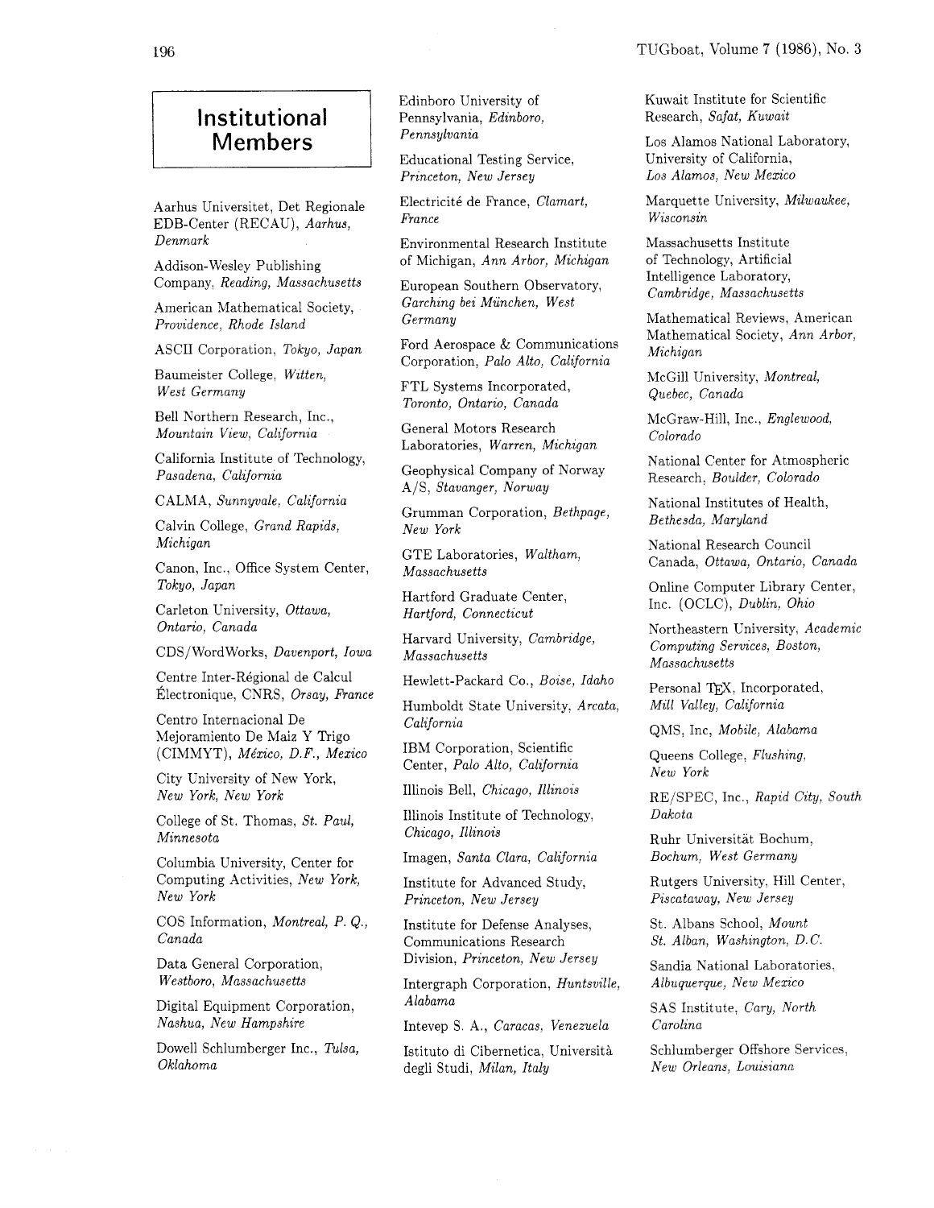# Institutional Members

Aarhus Universitet, Det Regionale EDB-Center (RECAU), *Aarhus, Denmark*

Addison-Wesley Publishing Company, *Reading, Massachusetts*

American Mathematical Society, *Providence, Rhode Island*

ASCII Corporation, *Tokyo, Japan*

Baumeister College, *Witten, West Germany*

Bell Northern Research, Inc., *Mountain View, California*

California Institute of Technology, *Pasadena, California*

CALMA, *Sunnyvale, California*

Calvin College, *Grand Rapids, Michigan*

Canon, Inc., Office System Center, *Tokyo, Japan*

Carleton University, *Ottawa, Ontario, Canada*

CDS/WordWorks, *Davenport, Iowa*

Centre Inter-Régional de Calcul Électronique, CNRS, *Orsay, France*

Centro Internacional De Mejoramiento De Maiz Y Trigo (CIMMYT), *México, D.F., Mexico*

City University of New York, *New York, New York*

College of St. Thomas, *St. Paul, Minnesota*

Columbia University, Center for Computing Activities, *New York, New York*

COS Information, *Montreal, P. Q., Canada*

Data General Corporation, *Westboro, Massachusetts*

Digital Equipment Corporation, *Nashua, New Hampshire*

Dowell Schlumberger Inc., *Tulsa, Oklahoma*

Edinboro University of Pennsylvania, *Edinboro, Pennsylvania*

Educational Testing Service, *Princeton, New Jersey*

Electricité de France, *Clamart, France*

Environmental Research Institute of Michigan, *Ann Arbor, Michigan*

European Southern Observatory, *Garching bei München, West Germany*

Ford Aerospace & Communications Corporation, *Palo Alto, California*

FTL Systems Incorporated, *Toronto, Ontario, Canada*

General Motors Research Laboratories, *Warren, Michigan*

Geophysical Company of Norway A/S, *Stavanger, Norway*

Grumman Corporation, *Bethpage, New York*

GTE Laboratories, *Waltham, Massachusetts*

Hartford Graduate Center, *Hartford, Connecticut*

Harvard University, *Cambridge, Massachusetts*

Hewlett-Packard Co., *Boise, Idaho*

Humboldt State University, *Arcata, California*

IBM Corporation, Scientific Center, *Palo Alto, California*

Illinois Bell, *Chicago, Illinois*

Illinois Institute of Technology, *Chicago, Illinois*

Imagen, *Santa Clara, California*

Institute for Advanced Study, *Princeton, New Jersey*

Institute for Defense Analyses, Communications Research Division, *Princeton, New Jersey*

Intergraph Corporation, *Huntsville, Alabama*

Intevep S. A., *Caracas, Venezuela*

Istituto di Cibernetica, Università degli Studi, *Milan, Italy*

Kuwait Institute for Scientific Research, *Safat, Kuwait*

Los Alamos National Laboratory, University of California, *Los Alamos, New Mexico*

Marquette University, *Milwaukee, Wisconsin*

Massachusetts Institute of Technology, Artificial Intelligence Laboratory, *Cambridge, Massachusetts*

Mathematical Reviews, American Mathematical Society, *Ann Arbor, Michigan*

McGill University, *Montreal, Quebec, Canada*

McGraw-Hill, Inc., *Englewood, Colorado*

National Center for Atmospheric Research, *Boulder, Colorado*

National Institutes of Health, *Bethesda, Maryland*

National Research Council Canada, *Ottawa, Ontario, Canada*

Online Computer Library Center, Inc. (OCLC), *Dublin, Ohio*

Northeastern University, *Academic Computing Services, Boston, Massachusetts*

Personal TEX, Incorporated, *Mill Valley, California*

QMS, Inc, *Mobile, Alabama*

Queens College, *Flushing, New York*

RE/SPEC, Inc., *Rapid City, South Dakota*

Ruhr Universität Bochum, *Bochum, West Germany*

Rutgers University, Hill Center, *Piscataway, New Jersey*

St. Albans School, *Mount St. Alban, Washington, D.C.*

Sandia National Laboratories, *Albuquerque, New Mexico*

SAS Institute, *Cary, North Carolina*

Schlumberger Offshore Services, *New Orleans, Louisiana*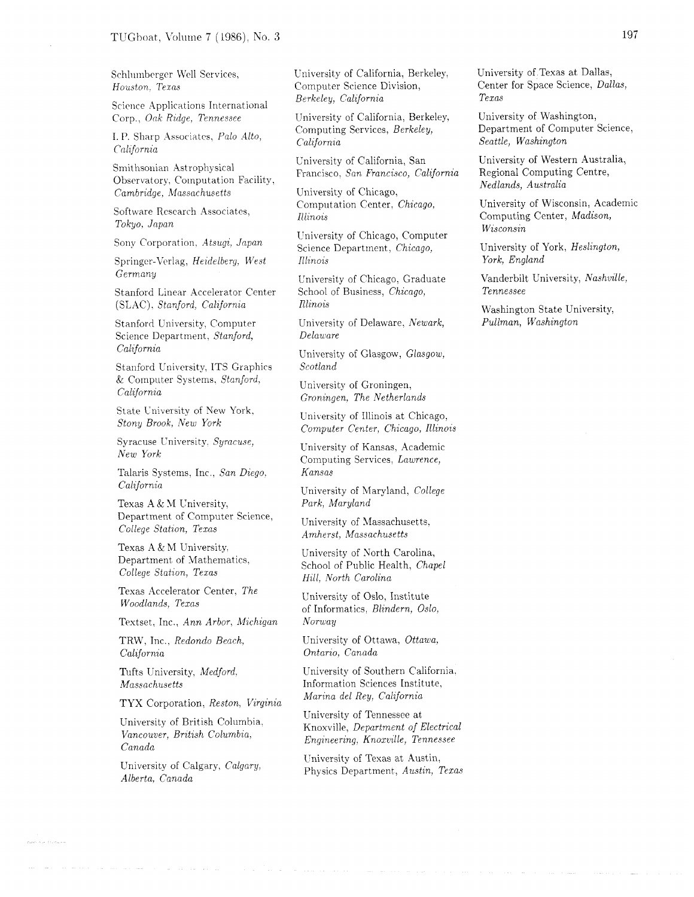Schlumberger Well Services, *Houston, Texas*

Science Applications International Corp., *Oak Ridge, Tennessee*

I. P. Sharp Associates, *Palo Alto, California*

Smithsonian Astrophysical Observatory, Computation Facility, *Cambridge, Massachusetts*

Software Research Associates, *Tokyo, Japan*

Sony Corporation, *Atsugi, Japan*

Springer-Verlag, *Heidelberg, West Germany*

Stanford Linear Accelerator Center (SLAC), *Stanford, California*

Stanford University, Computer Science Department, *Stanford, California*

Stanford University, ITS Graphics & Computer Systems, *Stanford, California*

State University of New York, *Stony Brook, New York*

Syracuse University, *Syracuse, New York*

Talaris Systems, Inc., *San Diego, California*

Texas A & M University, Department of Computer Science, *College Station, Texas*

Texas A & M University, Department of Mathematics, *College Station, Texas*

Texas Accelerator Center, *The Woodlands, Texas*

Textset, Inc., *Ann Arbor, Michigan*

TRW, Inc., *Redondo Beach, California*

Tufts University, *Medford, Massachusetts*

TYX Corporation, *Reston, Virginia*

University of British Columbia, *Vancouver, British Columbia, Canada*

University of Calgary, *Calgary, Alberta, Canada*

University of California, Berkeley, Computer Science Division, *Berkeley, California*

University of California, Berkeley, Computing Services, *Berkeley, California*

University of California, San Francisco, *San Francisco, California*

University of Chicago, Computation Center, *Chicago, Illinois*

University of Chicago, Computer Science Department, *Chicago, Illinois*

University of Chicago, Graduate School of Business, *Chicago, Illinois*

University of Delaware, *Newark, Delaware*

University of Glasgow, *Glasgow, Scotland*

University of Groningen, *Groningen, The Netherlands*

University of Illinois at Chicago, *Computer Center, Chicago, Illinois*

University of Kansas, Academic Computing Services, *Lawrence, Kansas*

University of Maryland, *College Park, Maryland*

University of Massachusetts, *Amherst, Massachusetts*

University of North Carolina, School of Public Health, *Chapel Hill, North Carolina*

University of Oslo, Institute of Informatics, *Blindern, Oslo, Norway*

University of Ottawa, *Ottawa, Ontario, Canada*

University of Southern California, Information Sciences Institute, *Marina del Rey, California*

University of Tennessee at Knoxville, *Department of Electrical Engineering, Knoxville, Tennessee*

University of Texas at Austin, Physics Department, *Austin, Texas*

University of Texas at Dallas, Center for Space Science, *Dallas, Texas*

University of Washington, Department of Computer Science, *Seattle, Washington*

University of Western Australia, Regional Computing Centre, *Nedlands, Australia*

University of Wisconsin, Academic Computing Center, *Madison, Wisconsin*

University of York, *Heslington, York, England*

Vanderbilt University, *Nashville, Tennessee*

Washington State University, *Pullman, Washington*